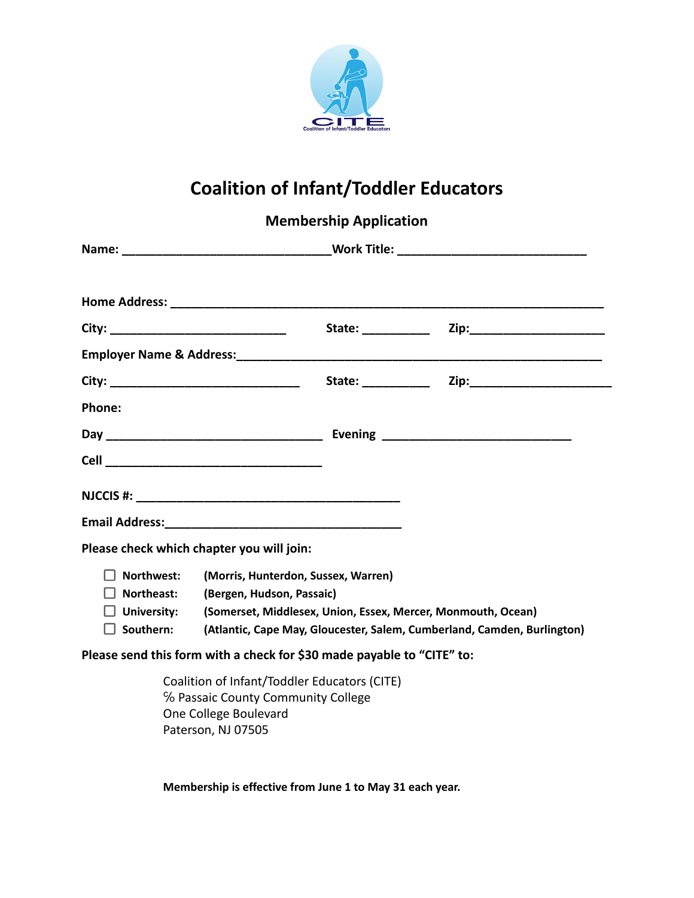CITE
Coalition of Infant/Toddler Educators

# Coalition of Infant/Toddler Educators

## Membership Application

**Name:** _______________________________**Work Title:** ____________________________

**Home Address:** ________________________________________________________________

**City:** __________________________ **State:** __________ **Zip:**____________________

**Employer Name & Address:**______________________________________________________

**City:** ____________________________ **State:** __________ **Zip:**_____________________

**Phone:**

**Day** ________________________________ **Evening** ____________________________

**Cell** ________________________________

**NJCCIS #:** ______________________________________

**Email Address:**___________________________________

**Please check which chapter you will join:**

- ☐ **Northwest:** **(Morris, Hunterdon, Sussex, Warren)**
- ☐ **Northeast:** **(Bergen, Hudson, Passaic)**
- ☐ **University:** **(Somerset, Middlesex, Union, Essex, Mercer, Monmouth, Ocean)**
- ☐ **Southern:** **(Atlantic, Cape May, Gloucester, Salem, Cumberland, Camden, Burlington)**

**Please send this form with a check for $30 made payable to "CITE" to:**

Coalition of Infant/Toddler Educators (CITE)
℅ Passaic County Community College
One College Boulevard
Paterson, NJ 07505

**Membership is effective from June 1 to May 31 each year.**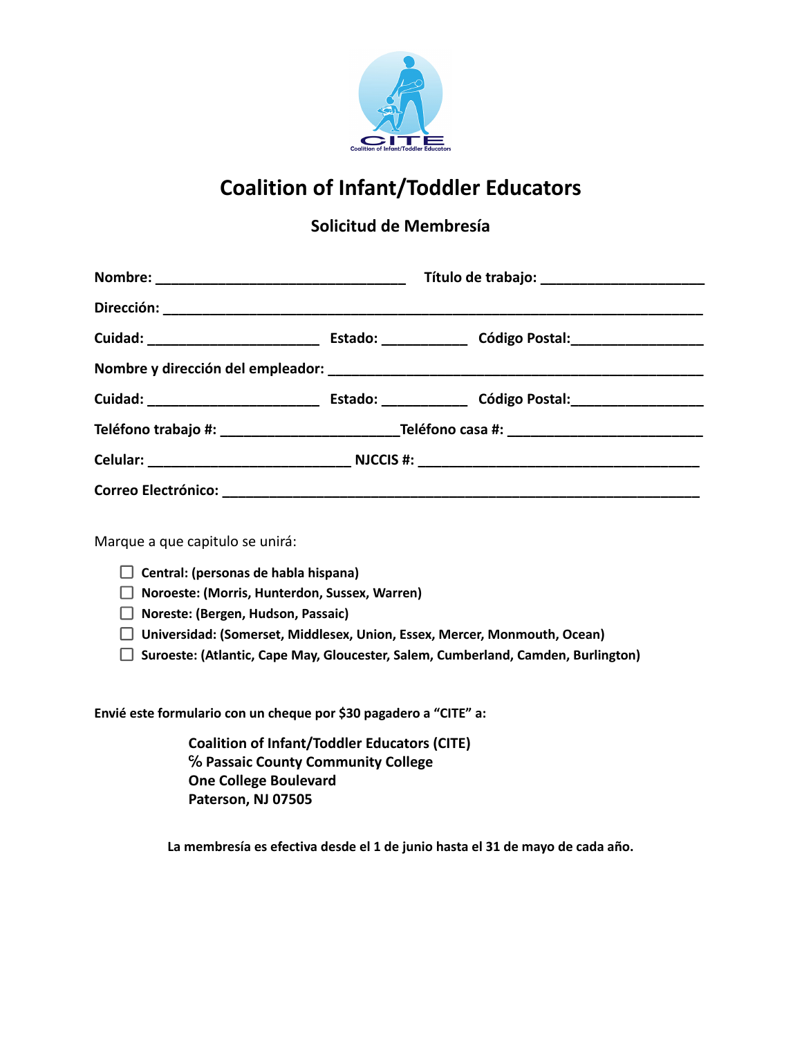# Coalition of Infant/Toddler Educators

## Solicitud de Membresía

**Nombre: ________________________________ Título de trabajo: ____________________**

**Dirección: ______________________________________________________________________**

**Cuidad: ______________________ Estado: ___________ Código Postal:________________**

**Nombre y dirección del empleador: ________________________________________________**

**Cuidad: ______________________ Estado: ___________ Código Postal:________________**

**Teléfono trabajo #: ______________________Teléfono casa #: _______________________**

**Celular: __________________________ NJCCIS #: ____________________________________**

**Correo Electrónico: ____________________________________________________________**

Marque a que capitulo se unirá:

- ☐ **Central: (personas de habla hispana)**
- ☐ **Noroeste: (Morris, Hunterdon, Sussex, Warren)**
- ☐ **Noreste: (Bergen, Hudson, Passaic)**
- ☐ **Universidad: (Somerset, Middlesex, Union, Essex, Mercer, Monmouth, Ocean)**
- ☐ **Suroeste: (Atlantic, Cape May, Gloucester, Salem, Cumberland, Camden, Burlington)**

**Envié este formulario con un cheque por $30 pagadero a "CITE" a:**

**Coalition of Infant/Toddler Educators (CITE)**
**℅ Passaic County Community College**
**One College Boulevard**
**Paterson, NJ 07505**

**La membresía es efectiva desde el 1 de junio hasta el 31 de mayo de cada año.**